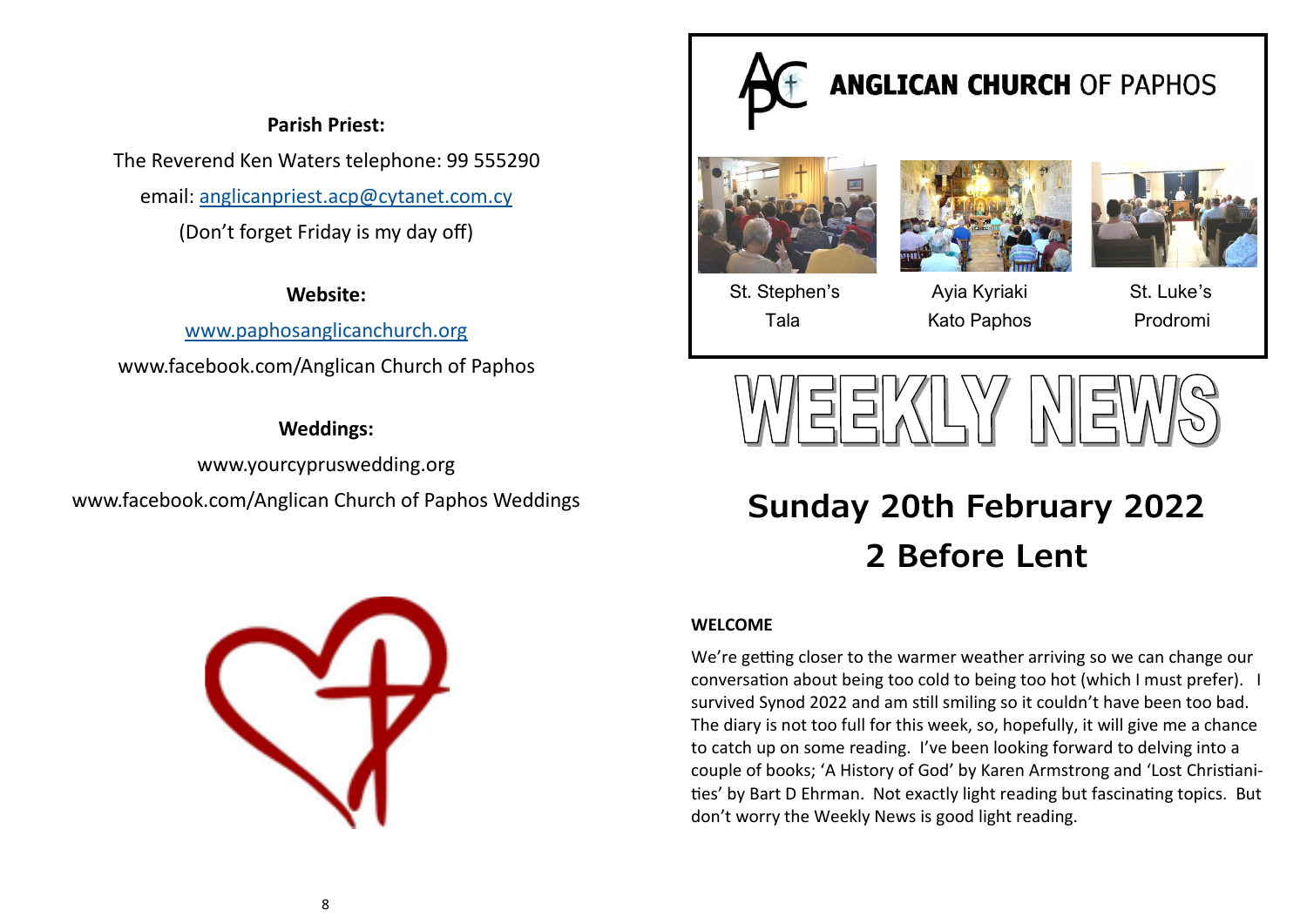**Parish Priest:**

The Reverend Ken Waters telephone: 99 555290

email: [anglicanpriest.acp@cytanet.com.cy](mailto:anglicanpriest.acp@cytanet.com.cy)

(Don't forget Friday is my day off)

**Website:**

[www.paphosanglicanchurch.org](http://www.paphosanglicanchurch.org)

www.facebook.com/Anglican Church of Paphos

**Weddings:**

www.yourcypruswedding.org

www.facebook.com/Anglican Church of Paphos Weddings

# ANGLICAN CHURCH OF PAPHOS

St. Stephen's Tala | Ayia Kyriaki Kato Paphos | St. Luke's Prodromi

# WEEKLY NEWS

## Sunday 20th February 2022
## 2 Before Lent

**WELCOME**

We're getting closer to the warmer weather arriving so we can change our conversation about being too cold to being too hot (which I must prefer). I survived Synod 2022 and am still smiling so it couldn't have been too bad. The diary is not too full for this week, so, hopefully, it will give me a chance to catch up on some reading. I've been looking forward to delving into a couple of books; 'A History of God' by Karen Armstrong and 'Lost Christianities' by Bart D Ehrman. Not exactly light reading but fascinating topics. But don't worry the Weekly News is good light reading.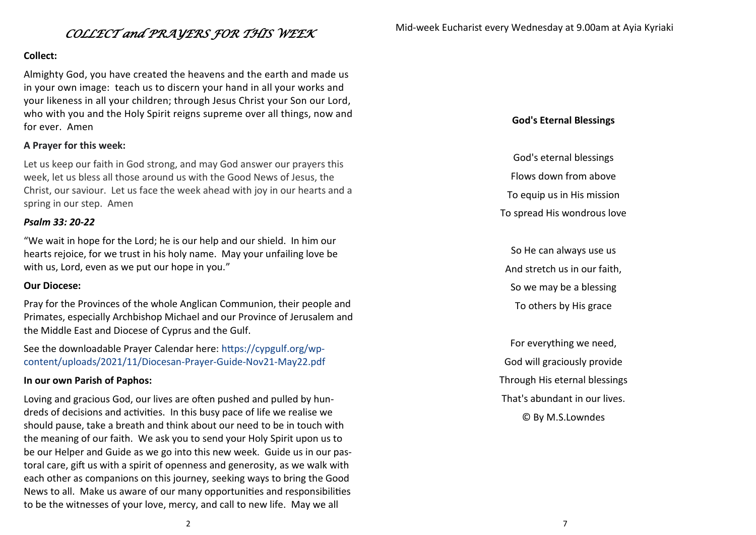# *COLLECT and PRAYERS FOR THIS WEEK*

**Collect:**

Almighty God, you have created the heavens and the earth and made us in your own image: teach us to discern your hand in all your works and your likeness in all your children; through Jesus Christ your Son our Lord, who with you and the Holy Spirit reigns supreme over all things, now and for ever. Amen

**A Prayer for this week:**

Let us keep our faith in God strong, and may God answer our prayers this week, let us bless all those around us with the Good News of Jesus, the Christ, our saviour. Let us face the week ahead with joy in our hearts and a spring in our step. Amen

***Psalm 33: 20-22***

"We wait in hope for the Lord; he is our help and our shield. In him our hearts rejoice, for we trust in his holy name. May your unfailing love be with us, Lord, even as we put our hope in you."

**Our Diocese:**

Pray for the Provinces of the whole Anglican Communion, their people and Primates, especially Archbishop Michael and our Province of Jerusalem and the Middle East and Diocese of Cyprus and the Gulf.

See the downloadable Prayer Calendar here: https://cypgulf.org/wp-content/uploads/2021/11/Diocesan-Prayer-Guide-Nov21-May22.pdf

**In our own Parish of Paphos:**

Loving and gracious God, our lives are often pushed and pulled by hundreds of decisions and activities. In this busy pace of life we realise we should pause, take a breath and think about our need to be in touch with the meaning of our faith. We ask you to send your Holy Spirit upon us to be our Helper and Guide as we go into this new week. Guide us in our pastoral care, gift us with a spirit of openness and generosity, as we walk with each other as companions on this journey, seeking ways to bring the Good News to all. Make us aware of our many opportunities and responsibilities to be the witnesses of your love, mercy, and call to new life. May we all

Mid-week Eucharist every Wednesday at 9.00am at Ayia Kyriaki

**God's Eternal Blessings**

God's eternal blessings
Flows down from above
To equip us in His mission
To spread His wondrous love

So He can always use us
And stretch us in our faith,
So we may be a blessing
To others by His grace

For everything we need,
God will graciously provide
Through His eternal blessings
That's abundant in our lives.

© By M.S.Lowndes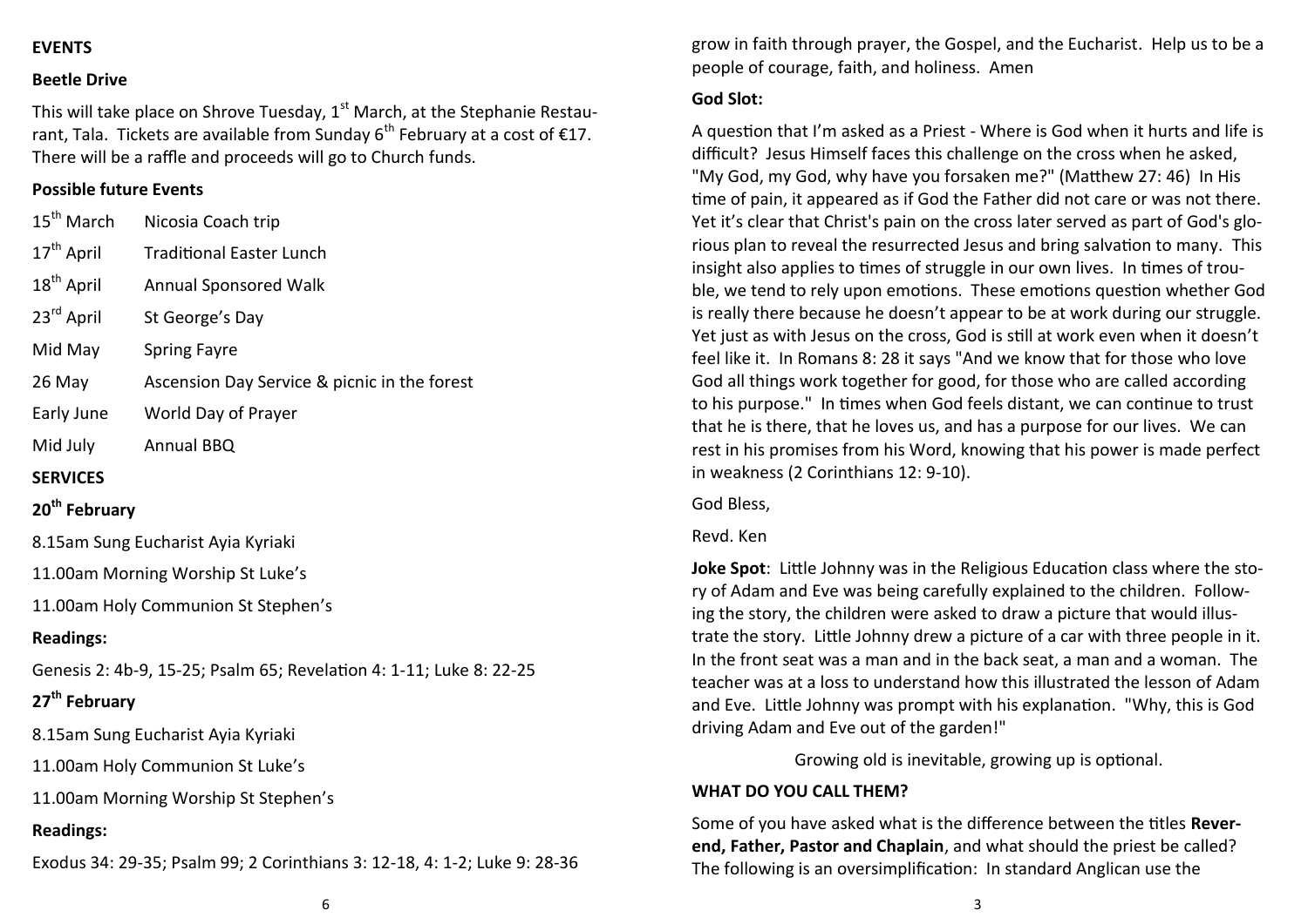**EVENTS**

**Beetle Drive**

This will take place on Shrove Tuesday, 1st March, at the Stephanie Restaurant, Tala. Tickets are available from Sunday 6th February at a cost of €17. There will be a raffle and proceeds will go to Church funds.

**Possible future Events**

| | |
|---|---|
| 15th March | Nicosia Coach trip |
| 17th April | Traditional Easter Lunch |
| 18th April | Annual Sponsored Walk |
| 23rd April | St George's Day |
| Mid May | Spring Fayre |
| 26 May | Ascension Day Service & picnic in the forest |
| Early June | World Day of Prayer |
| Mid July | Annual BBQ |

**SERVICES**

**20th February**

8.15am Sung Eucharist Ayia Kyriaki

11.00am Morning Worship St Luke's

11.00am Holy Communion St Stephen's

**Readings:**

Genesis 2: 4b-9, 15-25; Psalm 65; Revelation 4: 1-11; Luke 8: 22-25

**27th February**

8.15am Sung Eucharist Ayia Kyriaki

11.00am Holy Communion St Luke's

11.00am Morning Worship St Stephen's

**Readings:**

Exodus 34: 29-35; Psalm 99; 2 Corinthians 3: 12-18, 4: 1-2; Luke 9: 28-36

grow in faith through prayer, the Gospel, and the Eucharist. Help us to be a people of courage, faith, and holiness. Amen

**God Slot:**

A question that I'm asked as a Priest - Where is God when it hurts and life is difficult? Jesus Himself faces this challenge on the cross when he asked, "My God, my God, why have you forsaken me?" (Matthew 27: 46) In His time of pain, it appeared as if God the Father did not care or was not there. Yet it's clear that Christ's pain on the cross later served as part of God's glorious plan to reveal the resurrected Jesus and bring salvation to many. This insight also applies to times of struggle in our own lives. In times of trouble, we tend to rely upon emotions. These emotions question whether God is really there because he doesn't appear to be at work during our struggle. Yet just as with Jesus on the cross, God is still at work even when it doesn't feel like it. In Romans 8: 28 it says "And we know that for those who love God all things work together for good, for those who are called according to his purpose." In times when God feels distant, we can continue to trust that he is there, that he loves us, and has a purpose for our lives. We can rest in his promises from his Word, knowing that his power is made perfect in weakness (2 Corinthians 12: 9-10).

God Bless,

Revd. Ken

**Joke Spot**: Little Johnny was in the Religious Education class where the story of Adam and Eve was being carefully explained to the children. Following the story, the children were asked to draw a picture that would illustrate the story. Little Johnny drew a picture of a car with three people in it. In the front seat was a man and in the back seat, a man and a woman. The teacher was at a loss to understand how this illustrated the lesson of Adam and Eve. Little Johnny was prompt with his explanation. "Why, this is God driving Adam and Eve out of the garden!"

Growing old is inevitable, growing up is optional.

**WHAT DO YOU CALL THEM?**

Some of you have asked what is the difference between the titles **Reverend, Father, Pastor and Chaplain**, and what should the priest be called? The following is an oversimplification: In standard Anglican use the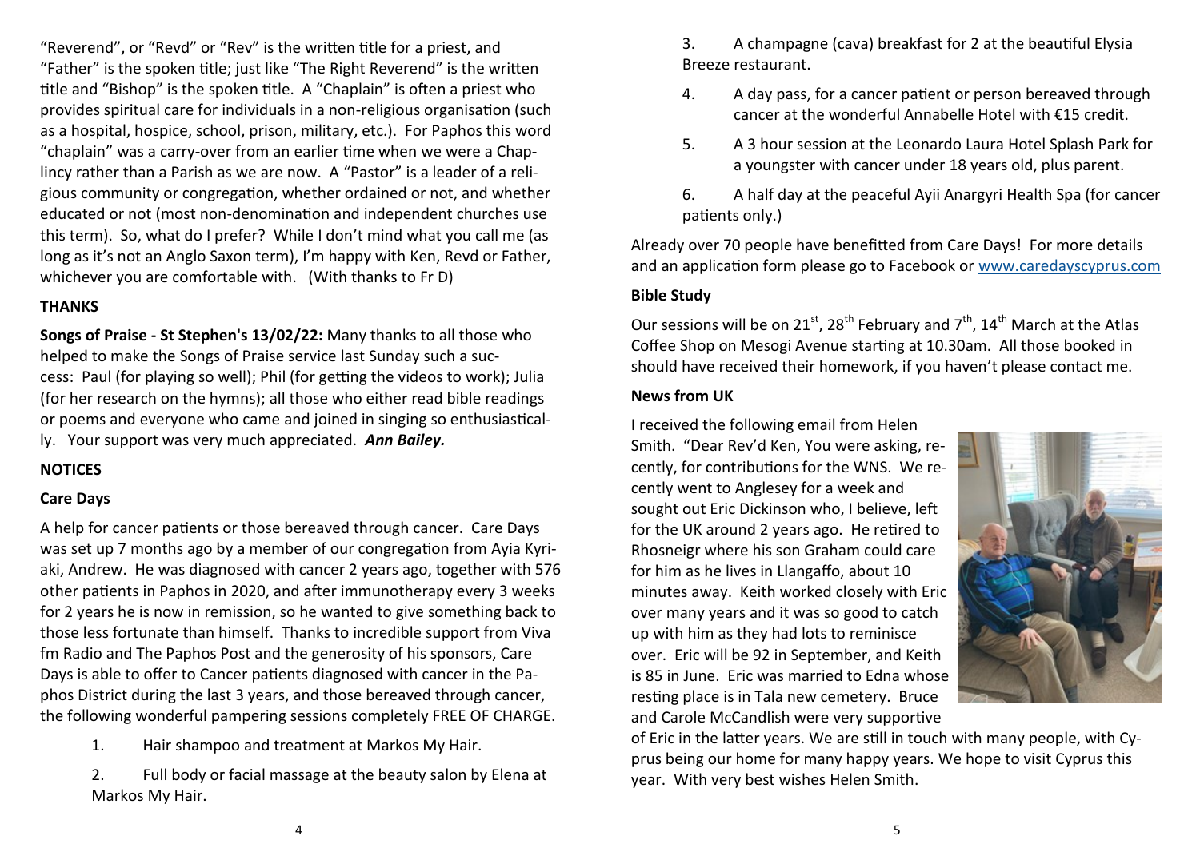"Reverend", or "Revd" or "Rev" is the written title for a priest, and "Father" is the spoken title; just like "The Right Reverend" is the written title and "Bishop" is the spoken title. A "Chaplain" is often a priest who provides spiritual care for individuals in a non-religious organisation (such as a hospital, hospice, school, prison, military, etc.). For Paphos this word "chaplain" was a carry-over from an earlier time when we were a Chaplincy rather than a Parish as we are now. A "Pastor" is a leader of a religious community or congregation, whether ordained or not, and whether educated or not (most non-denomination and independent churches use this term). So, what do I prefer? While I don't mind what you call me (as long as it's not an Anglo Saxon term), I'm happy with Ken, Revd or Father, whichever you are comfortable with. (With thanks to Fr D)

**THANKS**

**Songs of Praise - St Stephen's 13/02/22:** Many thanks to all those who helped to make the Songs of Praise service last Sunday such a success: Paul (for playing so well); Phil (for getting the videos to work); Julia (for her research on the hymns); all those who either read bible readings or poems and everyone who came and joined in singing so enthusiastically. Your support was very much appreciated. ***Ann Bailey.***

**NOTICES**

**Care Days**

A help for cancer patients or those bereaved through cancer. Care Days was set up 7 months ago by a member of our congregation from Ayia Kyriaki, Andrew. He was diagnosed with cancer 2 years ago, together with 576 other patients in Paphos in 2020, and after immunotherapy every 3 weeks for 2 years he is now in remission, so he wanted to give something back to those less fortunate than himself. Thanks to incredible support from Viva fm Radio and The Paphos Post and the generosity of his sponsors, Care Days is able to offer to Cancer patients diagnosed with cancer in the Paphos District during the last 3 years, and those bereaved through cancer, the following wonderful pampering sessions completely FREE OF CHARGE.

1. Hair shampoo and treatment at Markos My Hair.
2. Full body or facial massage at the beauty salon by Elena at Markos My Hair.
3. A champagne (cava) breakfast for 2 at the beautiful Elysia Breeze restaurant.
4. A day pass, for a cancer patient or person bereaved through cancer at the wonderful Annabelle Hotel with €15 credit.
5. A 3 hour session at the Leonardo Laura Hotel Splash Park for a youngster with cancer under 18 years old, plus parent.
6. A half day at the peaceful Ayii Anargyri Health Spa (for cancer patients only.)

Already over 70 people have benefitted from Care Days! For more details and an application form please go to Facebook or www.caredayscyprus.com

**Bible Study**

Our sessions will be on 21st, 28th February and 7th, 14th March at the Atlas Coffee Shop on Mesogi Avenue starting at 10.30am. All those booked in should have received their homework, if you haven't please contact me.

**News from UK**

I received the following email from Helen Smith. "Dear Rev'd Ken, You were asking, recently, for contributions for the WNS. We recently went to Anglesey for a week and sought out Eric Dickinson who, I believe, left for the UK around 2 years ago. He retired to Rhosneigr where his son Graham could care for him as he lives in Llangaffo, about 10 minutes away. Keith worked closely with Eric over many years and it was so good to catch up with him as they had lots to reminisce over. Eric will be 92 in September, and Keith is 85 in June. Eric was married to Edna whose resting place is in Tala new cemetery. Bruce and Carole McCandlish were very supportive of Eric in the latter years. We are still in touch with many people, with Cyprus being our home for many happy years. We hope to visit Cyprus this year. With very best wishes Helen Smith.